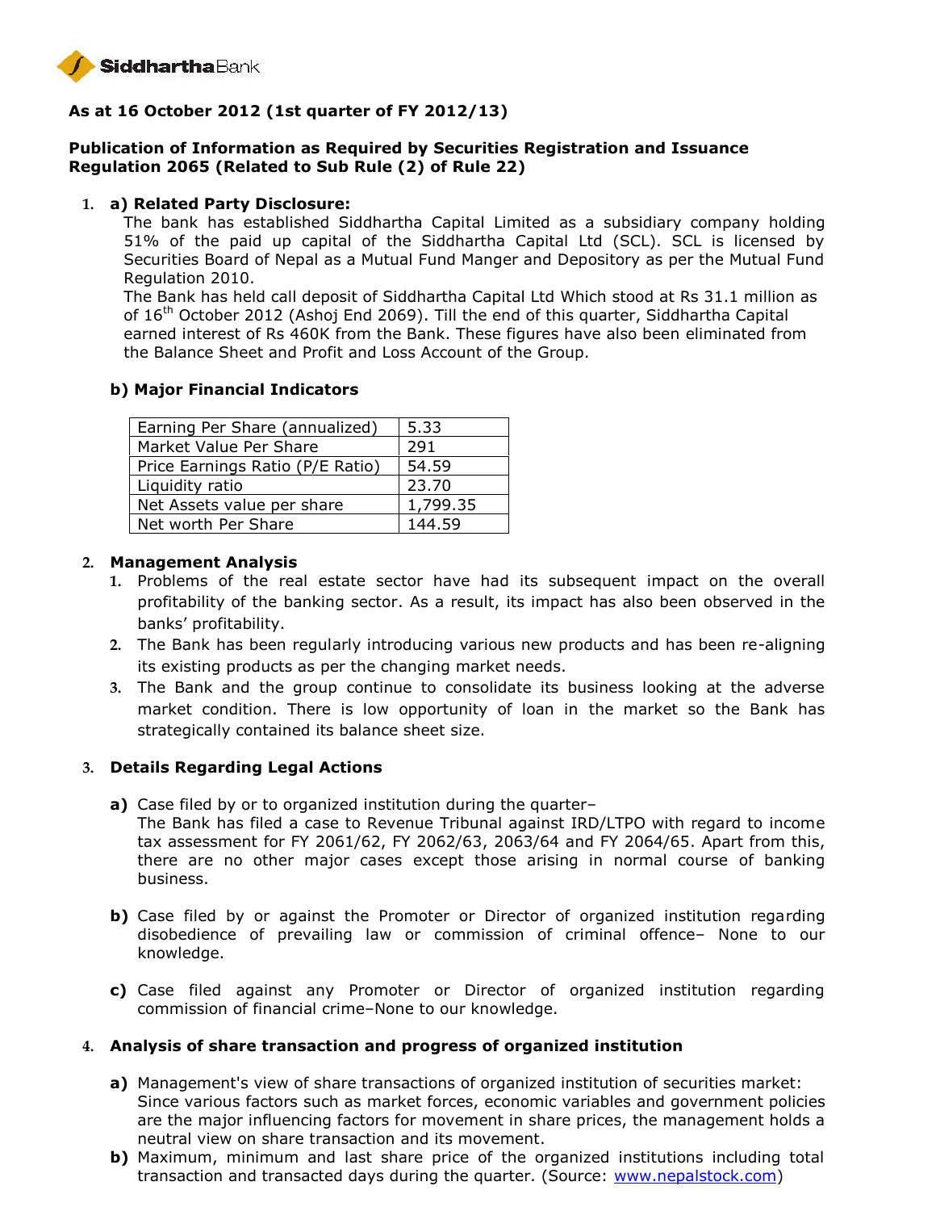SiddharthaBank

**As at 16 October 2012 (1st quarter of FY 2012/13)**

**Publication of Information as Required by Securities Registration and Issuance Regulation 2065 (Related to Sub Rule (2) of Rule 22)**

1. **a) Related Party Disclosure:**

   The bank has established Siddhartha Capital Limited as a subsidiary company holding 51% of the paid up capital of the Siddhartha Capital Ltd (SCL). SCL is licensed by Securities Board of Nepal as a Mutual Fund Manger and Depository as per the Mutual Fund Regulation 2010.

   The Bank has held call deposit of Siddhartha Capital Ltd Which stood at Rs 31.1 million as of 16th October 2012 (Ashoj End 2069). Till the end of this quarter, Siddhartha Capital earned interest of Rs 460K from the Bank. These figures have also been eliminated from the Balance Sheet and Profit and Loss Account of the Group.

   **b) Major Financial Indicators**

| Earning Per Share (annualized) | 5.33 |
|---|---|
| Market Value Per Share | 291 |
| Price Earnings Ratio (P/E Ratio) | 54.59 |
| Liquidity ratio | 23.70 |
| Net Assets value per share | 1,799.35 |
| Net worth Per Share | 144.59 |

2. **Management Analysis**
   1. Problems of the real estate sector have had its subsequent impact on the overall profitability of the banking sector. As a result, its impact has also been observed in the banks' profitability.
   2. The Bank has been regularly introducing various new products and has been re-aligning its existing products as per the changing market needs.
   3. The Bank and the group continue to consolidate its business looking at the adverse market condition. There is low opportunity of loan in the market so the Bank has strategically contained its balance sheet size.

3. **Details Regarding Legal Actions**

   **a)** Case filed by or to organized institution during the quarter–
   The Bank has filed a case to Revenue Tribunal against IRD/LTPO with regard to income tax assessment for FY 2061/62, FY 2062/63, 2063/64 and FY 2064/65. Apart from this, there are no other major cases except those arising in normal course of banking business.

   **b)** Case filed by or against the Promoter or Director of organized institution regarding disobedience of prevailing law or commission of criminal offence– None to our knowledge.

   **c)** Case filed against any Promoter or Director of organized institution regarding commission of financial crime–None to our knowledge.

4. **Analysis of share transaction and progress of organized institution**

   **a)** Management's view of share transactions of organized institution of securities market:
   Since various factors such as market forces, economic variables and government policies are the major influencing factors for movement in share prices, the management holds a neutral view on share transaction and its movement.

   **b)** Maximum, minimum and last share price of the organized institutions including total transaction and transacted days during the quarter. (Source: www.nepalstock.com)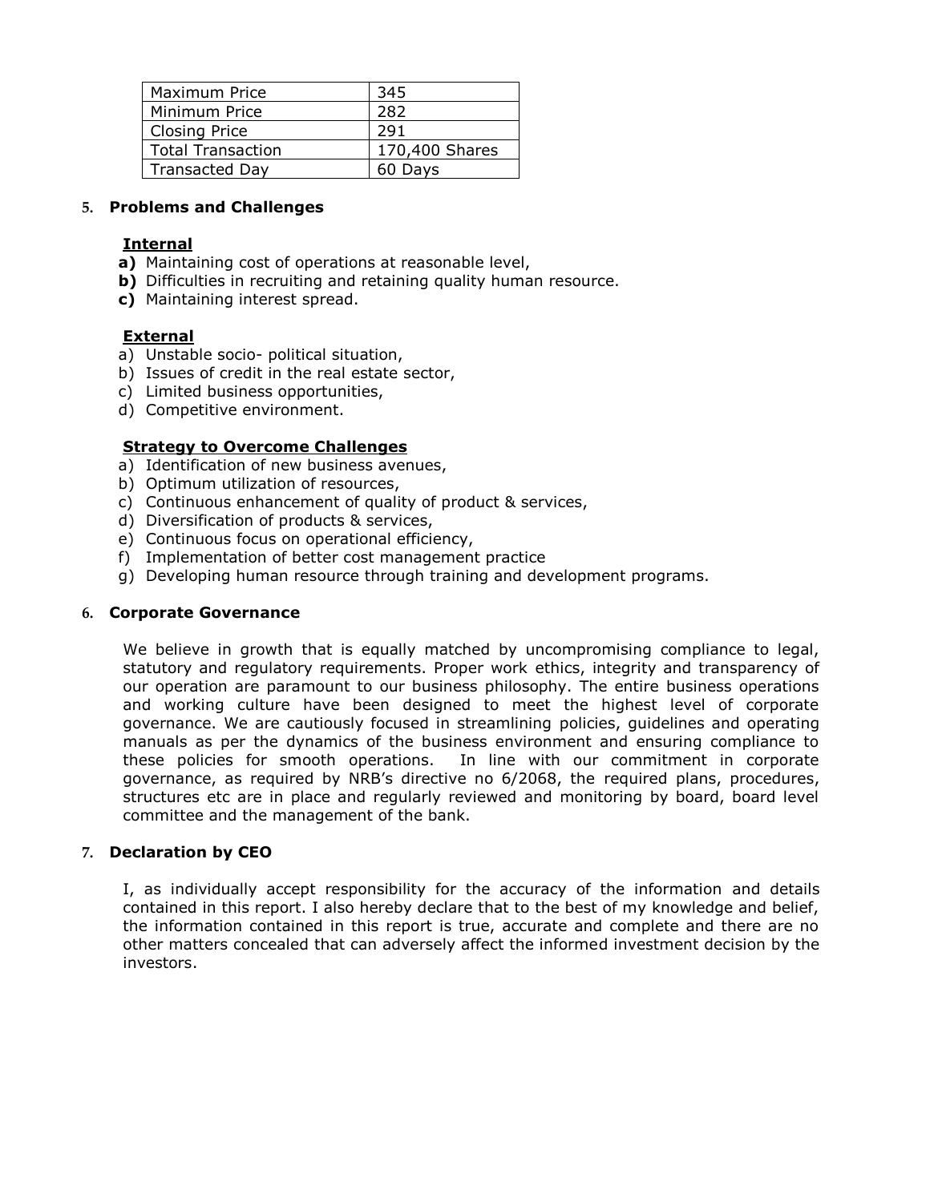| | |
|---|---|
| Maximum Price | 345 |
| Minimum Price | 282 |
| Closing Price | 291 |
| Total Transaction | 170,400 Shares |
| Transacted Day | 60 Days |

## 5. Problems and Challenges

**Internal**

**a)** Maintaining cost of operations at reasonable level,
**b)** Difficulties in recruiting and retaining quality human resource.
**c)** Maintaining interest spread.

**External**

a) Unstable socio- political situation,
b) Issues of credit in the real estate sector,
c) Limited business opportunities,
d) Competitive environment.

**Strategy to Overcome Challenges**

a) Identification of new business avenues,
b) Optimum utilization of resources,
c) Continuous enhancement of quality of product & services,
d) Diversification of products & services,
e) Continuous focus on operational efficiency,
f) Implementation of better cost management practice
g) Developing human resource through training and development programs.

## 6. Corporate Governance

We believe in growth that is equally matched by uncompromising compliance to legal, statutory and regulatory requirements. Proper work ethics, integrity and transparency of our operation are paramount to our business philosophy. The entire business operations and working culture have been designed to meet the highest level of corporate governance. We are cautiously focused in streamlining policies, guidelines and operating manuals as per the dynamics of the business environment and ensuring compliance to these policies for smooth operations. In line with our commitment in corporate governance, as required by NRB's directive no 6/2068, the required plans, procedures, structures etc are in place and regularly reviewed and monitoring by board, board level committee and the management of the bank.

## 7. Declaration by CEO

I, as individually accept responsibility for the accuracy of the information and details contained in this report. I also hereby declare that to the best of my knowledge and belief, the information contained in this report is true, accurate and complete and there are no other matters concealed that can adversely affect the informed investment decision by the investors.